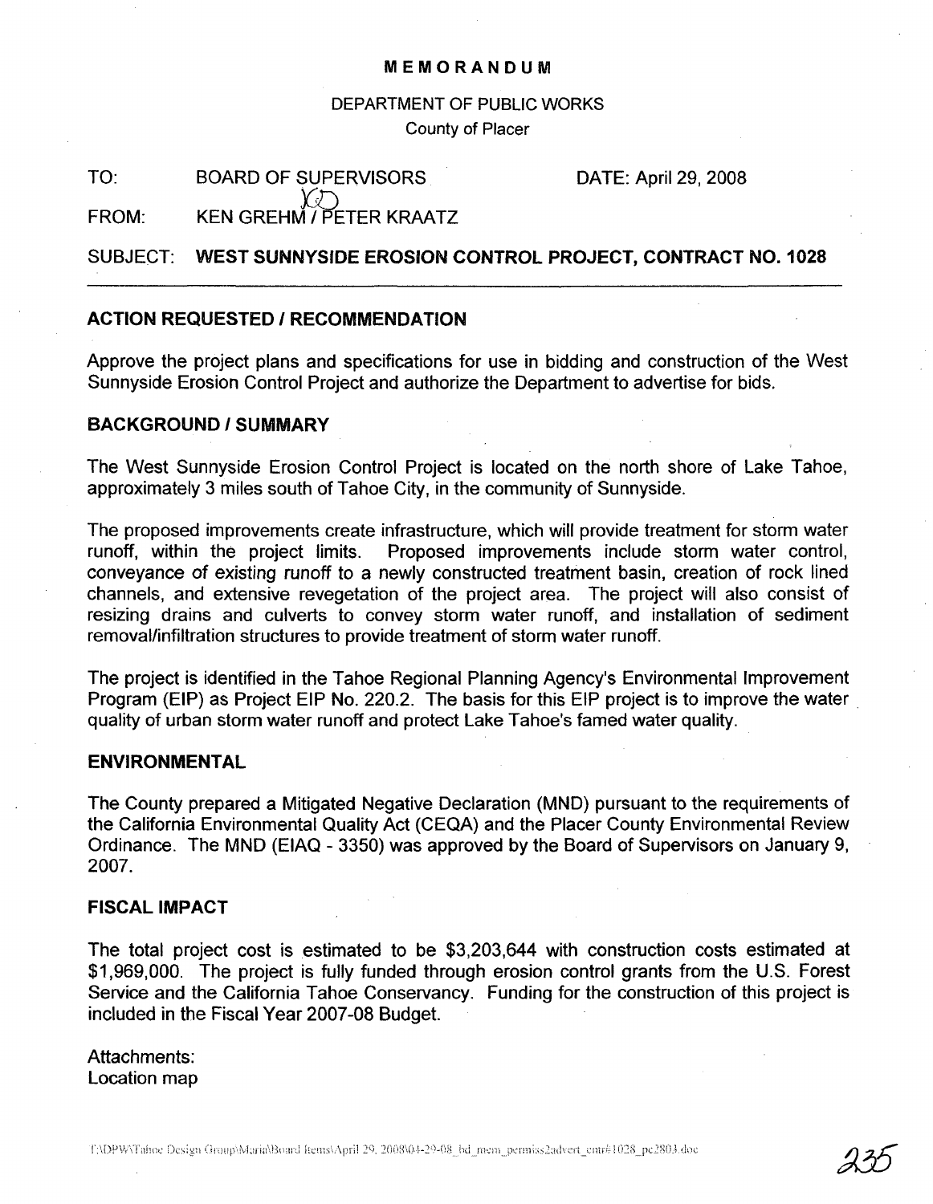# MEMORANDUM

DEPARTMENT OF PUBLIC WORKS
County of Placer

TO: BOARD OF SUPERVISORS DATE: April 29, 2008

FROM: KEN GREHM / PETER KRAATZ

SUBJECT: **WEST SUNNYSIDE EROSION CONTROL PROJECT, CONTRACT NO. 1028**

## ACTION REQUESTED / RECOMMENDATION

Approve the project plans and specifications for use in bidding and construction of the West Sunnyside Erosion Control Project and authorize the Department to advertise for bids.

## BACKGROUND / SUMMARY

The West Sunnyside Erosion Control Project is located on the north shore of Lake Tahoe, approximately 3 miles south of Tahoe City, in the community of Sunnyside.

The proposed improvements create infrastructure, which will provide treatment for storm water runoff, within the project limits. Proposed improvements include storm water control, conveyance of existing runoff to a newly constructed treatment basin, creation of rock lined channels, and extensive revegetation of the project area. The project will also consist of resizing drains and culverts to convey storm water runoff, and installation of sediment removal/infiltration structures to provide treatment of storm water runoff.

The project is identified in the Tahoe Regional Planning Agency's Environmental Improvement Program (EIP) as Project EIP No. 220.2. The basis for this EIP project is to improve the water quality of urban storm water runoff and protect Lake Tahoe's famed water quality.

## ENVIRONMENTAL

The County prepared a Mitigated Negative Declaration (MND) pursuant to the requirements of the California Environmental Quality Act (CEQA) and the Placer County Environmental Review Ordinance. The MND (EIAQ - 3350) was approved by the Board of Supervisors on January 9, 2007.

## FISCAL IMPACT

The total project cost is estimated to be $3,203,644 with construction costs estimated at $1,969,000. The project is fully funded through erosion control grants from the U.S. Forest Service and the California Tahoe Conservancy. Funding for the construction of this project is included in the Fiscal Year 2007-08 Budget.

Attachments:
Location map

T:\DPW\Tahoe Design Group\Maria\Board Items\April 29, 2008\04-29-08_bd_mem_permiss2advert_cntr#1028_pc2803.doc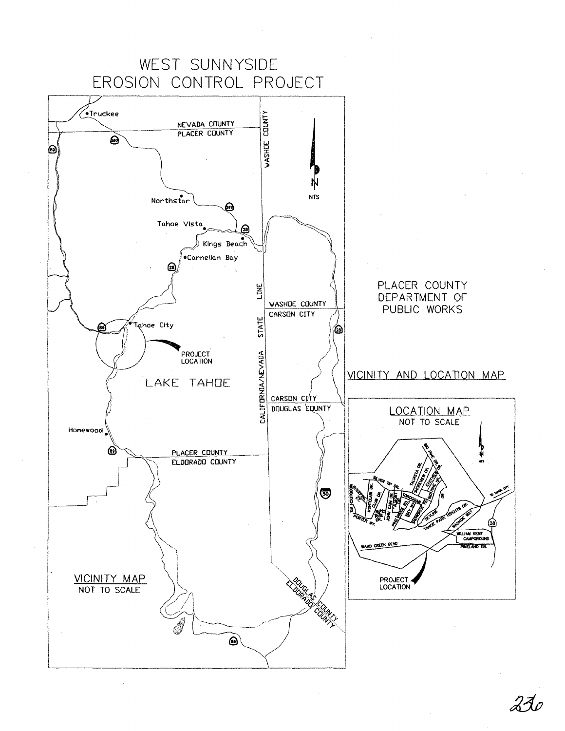# WEST SUNNYSIDE EROSION CONTROL PROJECT

PLACER COUNTY DEPARTMENT OF PUBLIC WORKS

VICINITY AND LOCATION MAP

Truckee

NEVADA COUNTY

PLACER COUNTY

WASHOE COUNTY

NTS

Northstar

Tahoe Vista

Kings Beach

Carnelian Bay

WASHOE COUNTY

CARSON CITY

Tahoe City

PROJECT LOCATION

LAKE TAHOE

CALIFORNIA/NEVADA STATE LINE

CARSON CITY

DOUGLAS COUNTY

Homewood

PLACER COUNTY

ELDORADO COUNTY

DOUGLAS COUNTY

ELDORADO COUNTY

VICINITY MAP

NOT TO SCALE

LOCATION MAP

NOT TO SCALE

WOODLOCK RD

ROSEBINE CT.

PORTER WY.

MONTCLAIR DR.

SILVER TIP DR.

CLUB DR.

SUNRISE DR.

JOHN CAM DR.

TALBOT DR.

PINE RIDGE RD.

TOBOGGAN

TALMSTA DR.

SHOREVIEW DR.

EASTVIEW DR.

BIG PINE DR.

SKYLINE

TAHOE PARK HEIGHTS DR.

WASHOE WAY

TO TAHOE CITY

WILLIAM KENT CAMPGROUND

PINELAND DR.

WARD CREEK BLVD

PROJECT LOCATION